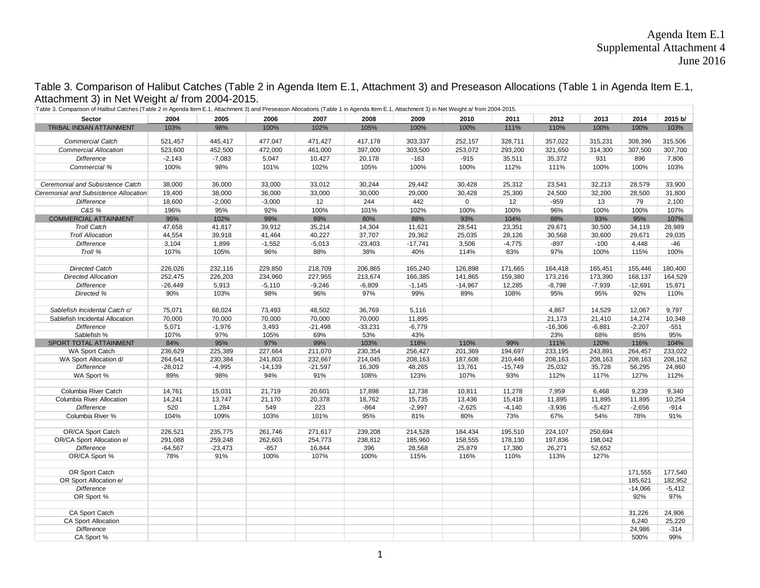Agenda Item E.1
Supplemental Attachment 4
June 2016

Table 3. Comparison of Halibut Catches (Table 2 in Agenda Item E.1, Attachment 3) and Preseason Allocations (Table 1 in Agenda Item E.1, Attachment 3) in Net Weight a/ from 2004-2015.

| Sector | 2004 | 2005 | 2006 | 2007 | 2008 | 2009 | 2010 | 2011 | 2012 | 2013 | 2014 | 2015 b/ |
|---|---|---|---|---|---|---|---|---|---|---|---|---|
| TRIBAL INDIAN ATTAINMENT | 103% | 98% | 100% | 102% | 105% | 100% | 100% | 111% | 110% | 100% | 100% | 103% |
| *Commercial Catch* | 521,457 | 445,417 | 477,047 | 471,427 | 417,178 | 303,337 | 252,157 | 328,711 | 357,022 | 315,231 | 308,396 | 315,506 |
| *Commercial Allocation* | 523,600 | 452,500 | 472,000 | 461,000 | 397,000 | 303,500 | 253,072 | 293,200 | 321,650 | 314,300 | 307,500 | 307,700 |
| *Difference* | -2,143 | -7,083 | 5,047 | 10,427 | 20,178 | -163 | -915 | 35,511 | 35,372 | 931 | 896 | 7,806 |
| *Commercial %* | 100% | 98% | 101% | 102% | 105% | 100% | 100% | 112% | 111% | 100% | 100% | 103% |
| | | | | | | | | | | | | |
| *Ceremonial and Subsistence Catch* | 38,000 | 36,000 | 33,000 | 33,012 | 30,244 | 29,442 | 30,428 | 25,312 | 23,541 | 32,213 | 28,579 | 33,900 |
| *Ceremonial and Subsistence Allocation* | 19,400 | 38,000 | 36,000 | 33,000 | 30,000 | 29,000 | 30,428 | 25,300 | 24,500 | 32,200 | 28,500 | 31,800 |
| *Difference* | 18,600 | -2,000 | -3,000 | 12 | 244 | 442 | 0 | 12 | -959 | 13 | 79 | 2,100 |
| *C&S %* | 196% | 95% | 92% | 100% | 101% | 102% | 100% | 100% | 96% | 100% | 100% | 107% |
| COMMERCIAL ATTAINMENT | 95% | 102% | 99% | 89% | 80% | 88% | 93% | 104% | 88% | 93% | 95% | 107% |
| *Troll Catch* | 47,658 | 41,817 | 39,912 | 35,214 | 14,304 | 11,621 | 28,541 | 23,351 | 29,671 | 30,500 | 34,119 | 28,989 |
| *Troll Allocation* | 44,554 | 39,918 | 41,464 | 40,227 | 37,707 | 29,362 | 25,035 | 28,126 | 30,568 | 30,600 | 29,671 | 29,035 |
| *Difference* | 3,104 | 1,899 | -1,552 | -5,013 | -23,403 | -17,741 | 3,506 | -4,775 | -897 | -100 | 4,448 | -46 |
| *Troll %* | 107% | 105% | 96% | 88% | 38% | 40% | 114% | 83% | 97% | 100% | 115% | 100% |
| | | | | | | | | | | | | |
| *Directed Catch* | 226,026 | 232,116 | 229,850 | 218,709 | 206,865 | 165,240 | 126,898 | 171,665 | 164,418 | 165,451 | 155,446 | 180,400 |
| *Directed Allocation* | 252,475 | 226,203 | 234,960 | 227,955 | 213,674 | 166,385 | 141,865 | 159,380 | 173,216 | 173,390 | 168,137 | 164,529 |
| *Difference* | -26,449 | 5,913 | -5,110 | -9,246 | -6,809 | -1,145 | -14,967 | 12,285 | -8,798 | -7,939 | -12,691 | 15,871 |
| *Directed %* | 90% | 103% | 98% | 96% | 97% | 99% | 89% | 108% | 95% | 95% | 92% | 110% |
| | | | | | | | | | | | | |
| *Sablefish Incidental Catch c/* | 75,071 | 68,024 | 73,493 | 48,502 | 36,769 | 5,116 | | | 4,867 | 14,529 | 12,067 | 9,797 |
| Sablefish Incidental Allocation | 70,000 | 70,000 | 70,000 | 70,000 | 70,000 | 11,895 | | | 21,173 | 21,410 | 14,274 | 10,348 |
| *Difference* | 5,071 | -1,976 | 3,493 | -21,498 | -33,231 | -6,779 | | | -16,306 | -6,881 | -2,207 | -551 |
| Sablefish % | 107% | 97% | 105% | 69% | 53% | 43% | | | 23% | 68% | 85% | 95% |
| SPORT TOTAL ATTAINMENT | 84% | 95% | 97% | 99% | 103% | 118% | 110% | 99% | 111% | 120% | 116% | 104% |
| WA Sport Catch | 236,629 | 225,389 | 227,664 | 211,070 | 230,354 | 256,427 | 201,369 | 194,697 | 233,195 | 243,891 | 264,457 | 233,022 |
| WA Sport Allocation d/ | 264,641 | 230,384 | 241,803 | 232,667 | 214,045 | 208,163 | 187,608 | 210,446 | 208,163 | 208,163 | 208,163 | 208,162 |
| *Difference* | -28,012 | -4,995 | -14,139 | -21,597 | 16,309 | 48,265 | 13,761 | -15,749 | 25,032 | 35,728 | 56,295 | 24,860 |
| WA Sport % | 89% | 98% | 94% | 91% | 108% | 123% | 107% | 93% | 112% | 117% | 127% | 112% |
| | | | | | | | | | | | | |
| Columbia River Catch | 14,761 | 15,031 | 21,719 | 20,601 | 17,898 | 12,738 | 10,811 | 11,278 | 7,959 | 6,468 | 9,239 | 9,340 |
| Columbia River Allocation | 14,241 | 13,747 | 21,170 | 20,378 | 18,762 | 15,735 | 13,436 | 15,418 | 11,895 | 11,895 | 11,895 | 10,254 |
| *Difference* | 520 | 1,284 | 549 | 223 | -864 | -2,997 | -2,625 | -4,140 | -3,936 | -5,427 | -2,656 | -914 |
| Columbia River % | 104% | 109% | 103% | 101% | 95% | 81% | 80% | 73% | 67% | 54% | 78% | 91% |
| | | | | | | | | | | | | |
| OR/CA Sport Catch | 226,521 | 235,775 | 261,746 | 271,617 | 239,208 | 214,528 | 184,434 | 195,510 | 224,107 | 250,694 | | |
| OR/CA Sport Allocation e/ | 291,088 | 259,248 | 262,603 | 254,773 | 238,812 | 185,960 | 158,555 | 178,130 | 197,836 | 198,042 | | |
| *Difference* | -64,567 | -23,473 | -857 | 16,844 | 396 | 28,568 | 25,879 | 17,380 | 26,271 | 52,652 | | |
| OR/CA Sport % | 78% | 91% | 100% | 107% | 100% | 115% | 116% | 110% | 113% | 127% | | |
| | | | | | | | | | | | | |
| OR Sport Catch | | | | | | | | | | | 171,555 | 177,540 |
| OR Sport Allocation e/ | | | | | | | | | | | 185,621 | 182,952 |
| *Difference* | | | | | | | | | | | -14,066 | -5,412 |
| OR Sport % | | | | | | | | | | | 92% | 97% |
| | | | | | | | | | | | | |
| CA Sport Catch | | | | | | | | | | | 31,226 | 24,906 |
| CA Sport Allocation | | | | | | | | | | | 6,240 | 25,220 |
| *Difference* | | | | | | | | | | | 24,986 | -314 |
| CA Sport % | | | | | | | | | | | 500% | 99% |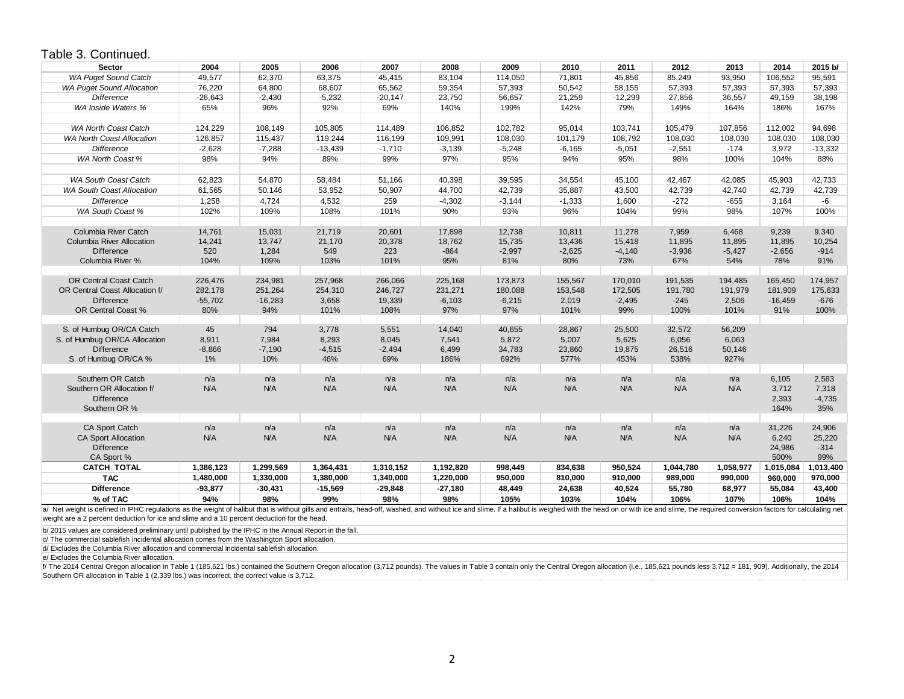Table 3. Continued.

| Sector | 2004 | 2005 | 2006 | 2007 | 2008 | 2009 | 2010 | 2011 | 2012 | 2013 | 2014 | 2015 b/ |
|---|---|---|---|---|---|---|---|---|---|---|---|---|
| *WA Puget Sound Catch* | 49,577 | 62,370 | 63,375 | 45,415 | 83,104 | 114,050 | 71,801 | 45,856 | 85,249 | 93,950 | 106,552 | 95,591 |
| *WA Puget Sound Allocation* | 76,220 | 64,800 | 68,607 | 65,562 | 59,354 | 57,393 | 50,542 | 58,155 | 57,393 | 57,393 | 57,393 | 57,393 |
| *Difference* | -26,643 | -2,430 | -5,232 | -20,147 | 23,750 | 56,657 | 21,259 | -12,299 | 27,856 | 36,557 | 49,159 | 38,198 |
| *WA Inside Waters %* | 65% | 96% | 92% | 69% | 140% | 199% | 142% | 79% | 149% | 164% | 186% | 167% |
| | | | | | | | | | | | | |
| *WA North Coast Catch* | 124,229 | 108,149 | 105,805 | 114,489 | 106,852 | 102,782 | 95,014 | 103,741 | 105,479 | 107,856 | 112,002 | 94,698 |
| *WA North Coast Allocation* | 126,857 | 115,437 | 119,244 | 116,199 | 109,991 | 108,030 | 101,179 | 108,792 | 108,030 | 108,030 | 108,030 | 108,030 |
| *Difference* | -2,628 | -7,288 | -13,439 | -1,710 | -3,139 | -5,248 | -6,165 | -5,051 | -2,551 | -174 | 3,972 | -13,332 |
| *WA North Coast %* | 98% | 94% | 89% | 99% | 97% | 95% | 94% | 95% | 98% | 100% | 104% | 88% |
| | | | | | | | | | | | | |
| *WA South Coast Catch* | 62,823 | 54,870 | 58,484 | 51,166 | 40,398 | 39,595 | 34,554 | 45,100 | 42,467 | 42,085 | 45,903 | 42,733 |
| *WA South Coast Allocation* | 61,565 | 50,146 | 53,952 | 50,907 | 44,700 | 42,739 | 35,887 | 43,500 | 42,739 | 42,740 | 42,739 | 42,739 |
| *Difference* | 1,258 | 4,724 | 4,532 | 259 | -4,302 | -3,144 | -1,333 | 1,600 | -272 | -655 | 3,164 | -6 |
| *WA South Coast %* | 102% | 109% | 108% | 101% | 90% | 93% | 96% | 104% | 99% | 98% | 107% | 100% |
| | | | | | | | | | | | | |
| Columbia River Catch | 14,761 | 15,031 | 21,719 | 20,601 | 17,898 | 12,738 | 10,811 | 11,278 | 7,959 | 6,468 | 9,239 | 9,340 |
| Columbia River Allocation | 14,241 | 13,747 | 21,170 | 20,378 | 18,762 | 15,735 | 13,436 | 15,418 | 11,895 | 11,895 | 11,895 | 10,254 |
| Difference | 520 | 1,284 | 549 | 223 | -864 | -2,997 | -2,625 | -4,140 | -3,936 | -5,427 | -2,656 | -914 |
| Columbia River % | 104% | 109% | 103% | 101% | 95% | 81% | 80% | 73% | 67% | 54% | 78% | 91% |
| | | | | | | | | | | | | |
| OR Central Coast Catch | 226,476 | 234,981 | 257,968 | 266,066 | 225,168 | 173,873 | 155,567 | 170,010 | 191,535 | 194,485 | 165,450 | 174,957 |
| OR Central Coast Allocation f/ | 282,178 | 251,264 | 254,310 | 246,727 | 231,271 | 180,088 | 153,548 | 172,505 | 191,780 | 191,979 | 181,909 | 175,633 |
| Difference | -55,702 | -16,283 | 3,658 | 19,339 | -6,103 | -6,215 | 2,019 | -2,495 | -245 | 2,506 | -16,459 | -676 |
| OR Central Coast % | 80% | 94% | 101% | 108% | 97% | 97% | 101% | 99% | 100% | 101% | 91% | 100% |
| | | | | | | | | | | | | |
| S. of Humbug OR/CA Catch | 45 | 794 | 3,778 | 5,551 | 14,040 | 40,655 | 28,867 | 25,500 | 32,572 | 56,209 | | |
| S. of Humbug OR/CA Allocation | 8,911 | 7,984 | 8,293 | 8,045 | 7,541 | 5,872 | 5,007 | 5,625 | 6,056 | 6,063 | | |
| Difference | -8,866 | -7,190 | -4,515 | -2,494 | 6,499 | 34,783 | 23,860 | 19,875 | 26,516 | 50,146 | | |
| S. of Humbug OR/CA % | 1% | 10% | 46% | 69% | 186% | 692% | 577% | 453% | 538% | 927% | | |
| | | | | | | | | | | | | |
| Southern OR Catch | n/a | n/a | n/a | n/a | n/a | n/a | n/a | n/a | n/a | n/a | 6,105 | 2,583 |
| Southern OR Allocation f/ | N/A | N/A | N/A | N/A | N/A | N/A | N/A | N/A | N/A | N/A | 3,712 | 7,318 |
| Difference | | | | | | | | | | | 2,393 | -4,735 |
| Southern OR % | | | | | | | | | | | 164% | 35% |
| | | | | | | | | | | | | |
| CA Sport Catch | n/a | n/a | n/a | n/a | n/a | n/a | n/a | n/a | n/a | n/a | 31,226 | 24,906 |
| CA Sport Allocation | N/A | N/A | N/A | N/A | N/A | N/A | N/A | N/A | N/A | N/A | 6,240 | 25,220 |
| Difference | | | | | | | | | | | 24,986 | -314 |
| CA Sport % | | | | | | | | | | | 500% | 99% |
| **CATCH TOTAL** | **1,386,123** | **1,299,569** | **1,364,431** | **1,310,152** | **1,192,820** | **998,449** | **834,638** | **950,524** | **1,044,780** | **1,058,977** | **1,015,084** | **1,013,400** |
| **TAC** | **1,480,000** | **1,330,000** | **1,380,000** | **1,340,000** | **1,220,000** | **950,000** | **810,000** | **910,000** | **989,000** | **990,000** | **960,000** | **970,000** |
| **Difference** | **-93,877** | **-30,431** | **-15,569** | **-29,848** | **-27,180** | **48,449** | **24,638** | **40,524** | **55,780** | **68,977** | **55,084** | **43,400** |
| **% of TAC** | **94%** | **98%** | **99%** | **98%** | **98%** | **105%** | **103%** | **104%** | **106%** | **107%** | **106%** | **104%** |

a/ Net weight is defined in IPHC regulations as the weight of halibut that is without gills and entrails, head-off, washed, and without ice and slime. If a halibut is weighed with the head on or with ice and slime, the required conversion factors for calculating net weight are a 2 percent deduction for ice and slime and a 10 percent deduction for the head.

b/ 2015 values are considered preliminary until published by the IPHC in the Annual Report in the fall.

c/ The commercial sablefish incidental allocation comes from the Washington Sport allocation.

d/ Excludes the Columbia River allocation and commercial incidental sablefish allocation.

e/ Excludes the Columbia River allocation.

f/ The 2014 Central Oregon allocation in Table 1 (185,621 lbs.) contained the Southern Oregon allocation (3,712 pounds). The values in Table 3 contain only the Central Oregon allocation (i.e., 185,621 pounds less 3,712 = 181, 909). Additionally, the 2014 Southern OR allocation in Table 1 (2,339 lbs.) was incorrect, the correct value is 3,712.